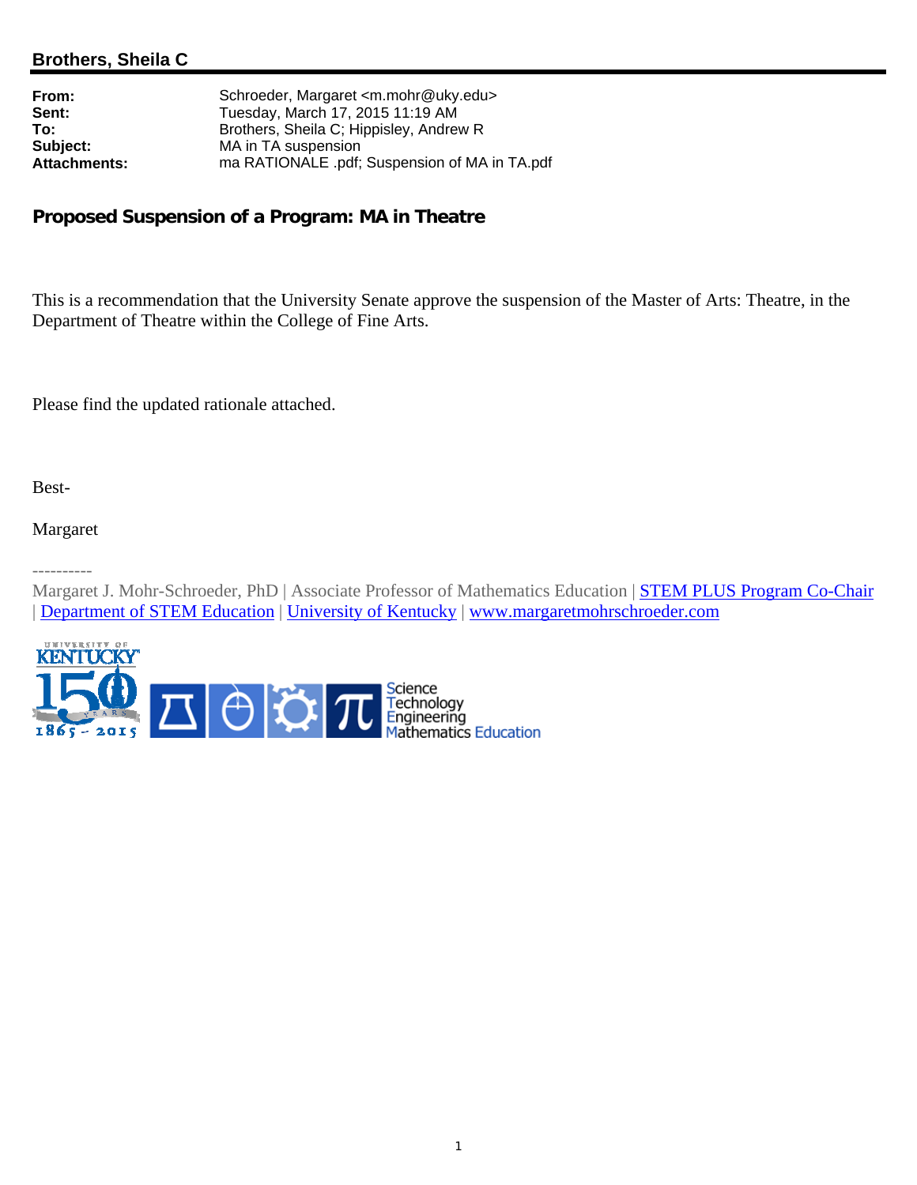## Brothers, Sheila C

| | |
|---|---|
| **From:** | Schroeder, Margaret <m.mohr@uky.edu> |
| **Sent:** | Tuesday, March 17, 2015 11:19 AM |
| **To:** | Brothers, Sheila C; Hippisley, Andrew R |
| **Subject:** | MA in TA suspension |
| **Attachments:** | ma RATIONALE .pdf; Suspension of MA in TA.pdf |

### Proposed Suspension of a Program: MA in Theatre

This is a recommendation that the University Senate approve the suspension of the Master of Arts: Theatre, in the Department of Theatre within the College of Fine Arts.

Please find the updated rationale attached.

Best-

Margaret

----------

Margaret J. Mohr-Schroeder, PhD | Associate Professor of Mathematics Education | STEM PLUS Program Co-Chair | Department of STEM Education | University of Kentucky | www.margaretmohrschroeder.com

University of Kentucky 150 Years 1865 - 2015

Science Technology Engineering Mathematics Education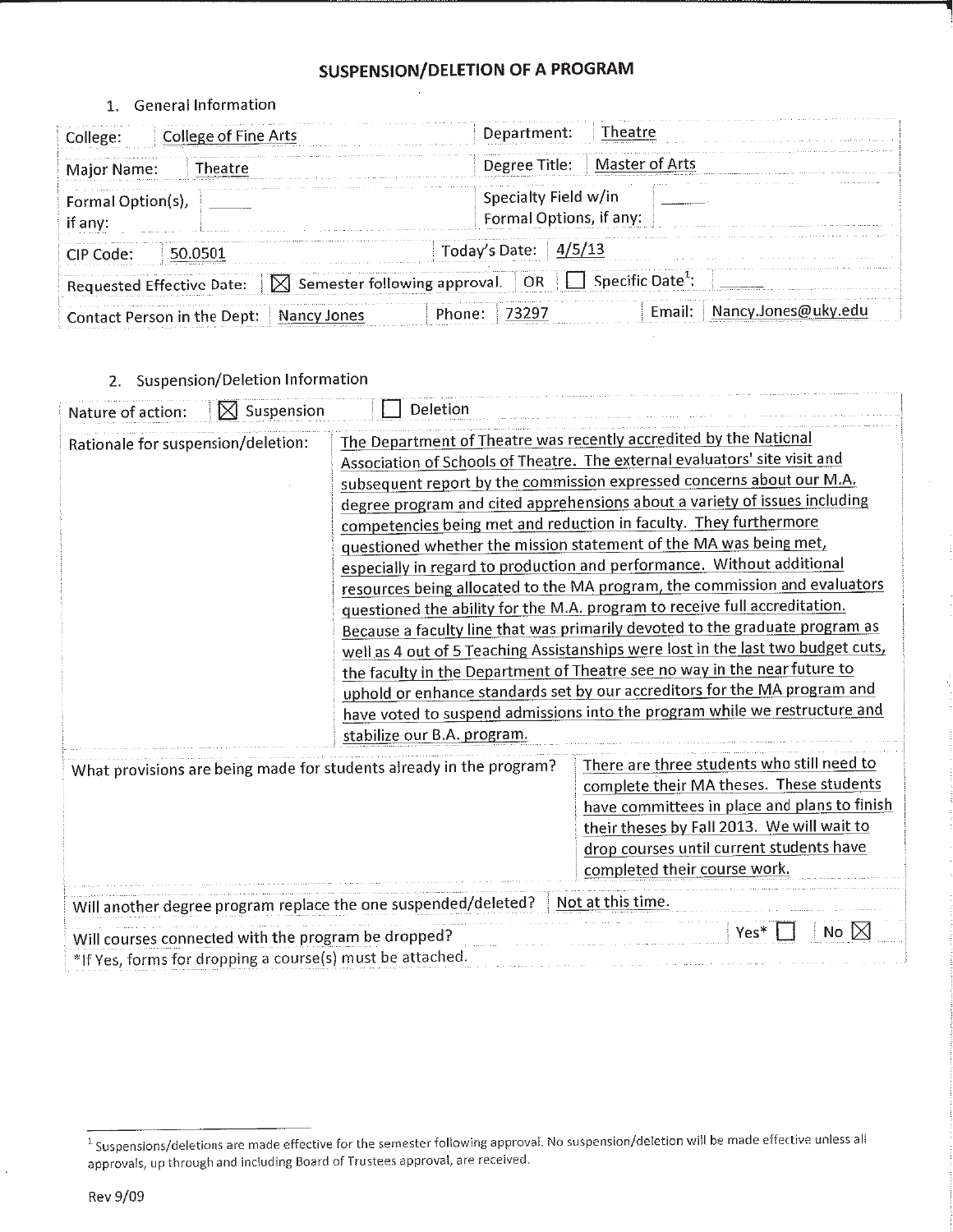# SUSPENSION/DELETION OF A PROGRAM

## 1. General Information

| | | | |
|---|---|---|---|
| College: | College of Fine Arts | Department: | Theatre |
| Major Name: | Theatre | Degree Title: | Master of Arts |
| Formal Option(s), if any: | _____ | Specialty Field w/in Formal Options, if any: | _____ |
| CIP Code: | 50.0501 | Today's Date: | 4/5/13 |
| Requested Effective Date: | ☒ Semester following approval. OR ☐ Specific Date[1]: _____ | | |
| Contact Person in the Dept: | Nancy Jones | Phone: 73297 | Email: Nancy.Jones@uky.edu |

## 2. Suspension/Deletion Information

| | |
|---|---|
| Nature of action: | ☒ Suspension ☐ Deletion |
| Rationale for suspension/deletion: | The Department of Theatre was recently accredited by the National Association of Schools of Theatre. The external evaluators' site visit and subsequent report by the commission expressed concerns about our M.A. degree program and cited apprehensions about a variety of issues including competencies being met and reduction in faculty. They furthermore questioned whether the mission statement of the MA was being met, especially in regard to production and performance. Without additional resources being allocated to the MA program, the commission and evaluators questioned the ability for the M.A. program to receive full accreditation. Because a faculty line that was primarily devoted to the graduate program as well as 4 out of 5 Teaching Assistanships were lost in the last two budget cuts, the faculty in the Department of Theatre see no way in the near future to uphold or enhance standards set by our accreditors for the MA program and have voted to suspend admissions into the program while we restructure and stabilize our B.A. program. |
| What provisions are being made for students already in the program? | There are three students who still need to complete their MA theses. These students have committees in place and plans to finish their theses by Fall 2013. We will wait to drop courses until current students have completed their course work. |
| Will another degree program replace the one suspended/deleted? | Not at this time. |
| Will courses connected with the program be dropped? *If Yes, forms for dropping a course(s) must be attached. | Yes* ☐ No ☒ |

[1] Suspensions/deletions are made effective for the semester following approval. No suspension/deletion will be made effective unless all approvals, up through and including Board of Trustees approval, are received.

Rev 9/09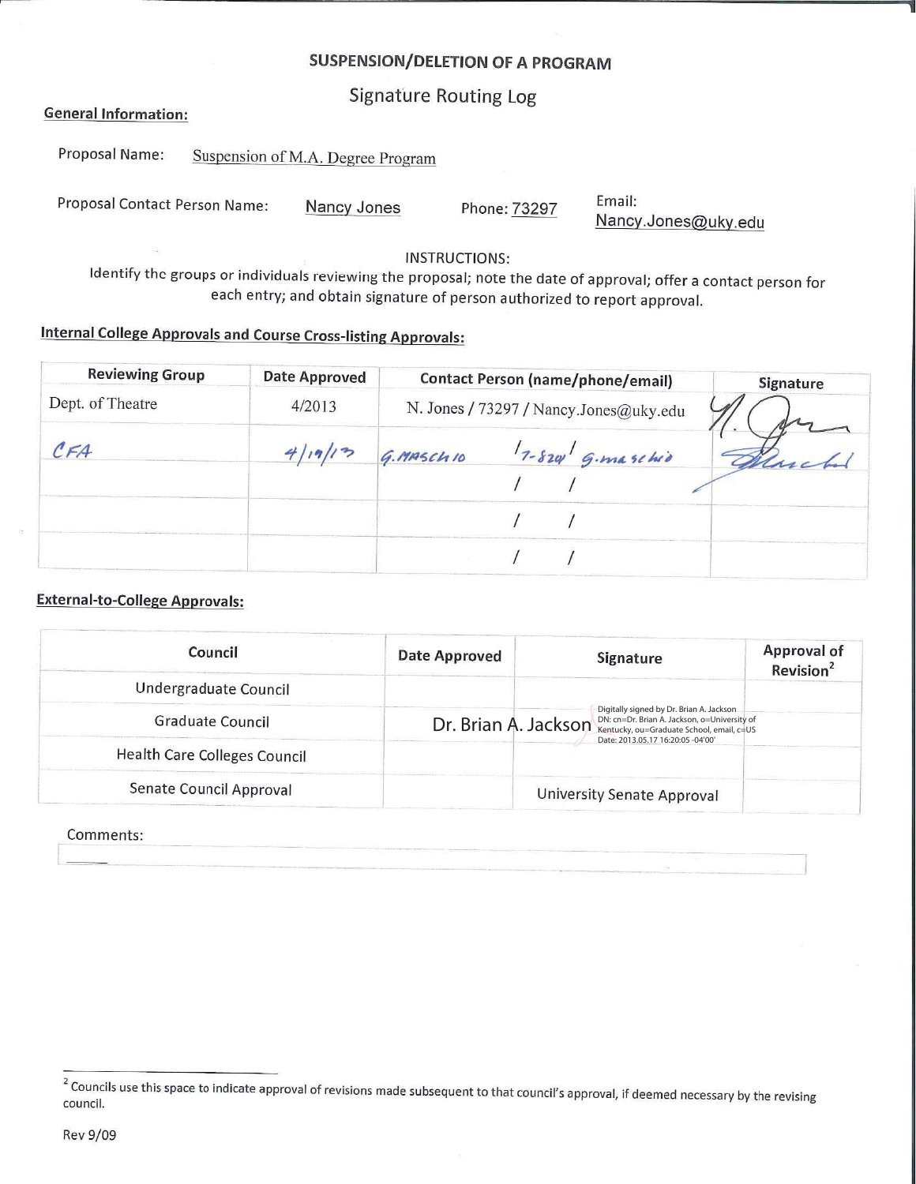## SUSPENSION/DELETION OF A PROGRAM

### Signature Routing Log

**General Information:**

Proposal Name: Suspension of M.A. Degree Program

Proposal Contact Person Name: Nancy Jones Phone: 73297 Email: Nancy.Jones@uky.edu

INSTRUCTIONS:

Identify the groups or individuals reviewing the proposal; note the date of approval; offer a contact person for each entry; and obtain signature of person authorized to report approval.

**Internal College Approvals and Course Cross-listing Approvals:**

| Reviewing Group | Date Approved | Contact Person (name/phone/email) | Signature |
|---|---|---|---|
| Dept. of Theatre | 4/2013 | N. Jones / 73297 / Nancy.Jones@uky.edu | N. Jones |
| CFA | 4/19/13 | G. Maschio / 7-8201 / g.maschio | Maschio |
| | | / / | |
| | | / / | |
| | | / / | |

**External-to-College Approvals:**

| Council | Date Approved | Signature | Approval of Revision[2] |
|---|---|---|---|
| Undergraduate Council | | | |
| Graduate Council | | Dr. Brian A. Jackson Digitally signed by Dr. Brian A. Jackson DN: cn=Dr. Brian A. Jackson, o=University of Kentucky, ou=Graduate School, email, c=US Date: 2013.05.17 16:20:05 -04'00' | |
| Health Care Colleges Council | | | |
| Senate Council Approval | | University Senate Approval | |

Comments:

[2] Councils use this space to indicate approval of revisions made subsequent to that council's approval, if deemed necessary by the revising council.

Rev 9/09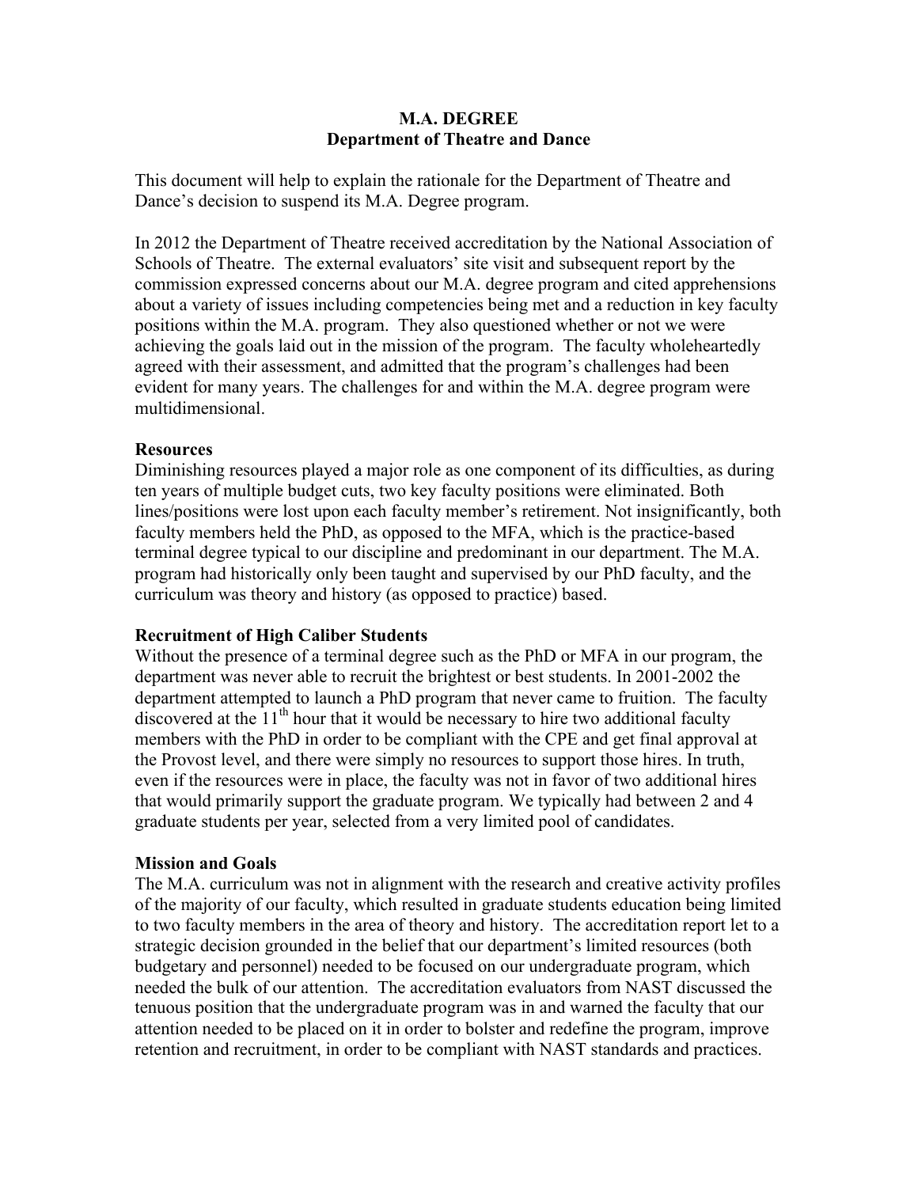**M.A. DEGREE**
**Department of Theatre and Dance**

This document will help to explain the rationale for the Department of Theatre and Dance's decision to suspend its M.A. Degree program.

In 2012 the Department of Theatre received accreditation by the National Association of Schools of Theatre. The external evaluators' site visit and subsequent report by the commission expressed concerns about our M.A. degree program and cited apprehensions about a variety of issues including competencies being met and a reduction in key faculty positions within the M.A. program. They also questioned whether or not we were achieving the goals laid out in the mission of the program. The faculty wholeheartedly agreed with their assessment, and admitted that the program's challenges had been evident for many years. The challenges for and within the M.A. degree program were multidimensional.

**Resources**

Diminishing resources played a major role as one component of its difficulties, as during ten years of multiple budget cuts, two key faculty positions were eliminated. Both lines/positions were lost upon each faculty member's retirement. Not insignificantly, both faculty members held the PhD, as opposed to the MFA, which is the practice-based terminal degree typical to our discipline and predominant in our department. The M.A. program had historically only been taught and supervised by our PhD faculty, and the curriculum was theory and history (as opposed to practice) based.

**Recruitment of High Caliber Students**

Without the presence of a terminal degree such as the PhD or MFA in our program, the department was never able to recruit the brightest or best students. In 2001-2002 the department attempted to launch a PhD program that never came to fruition. The faculty discovered at the 11th hour that it would be necessary to hire two additional faculty members with the PhD in order to be compliant with the CPE and get final approval at the Provost level, and there were simply no resources to support those hires. In truth, even if the resources were in place, the faculty was not in favor of two additional hires that would primarily support the graduate program. We typically had between 2 and 4 graduate students per year, selected from a very limited pool of candidates.

**Mission and Goals**

The M.A. curriculum was not in alignment with the research and creative activity profiles of the majority of our faculty, which resulted in graduate students education being limited to two faculty members in the area of theory and history. The accreditation report let to a strategic decision grounded in the belief that our department's limited resources (both budgetary and personnel) needed to be focused on our undergraduate program, which needed the bulk of our attention. The accreditation evaluators from NAST discussed the tenuous position that the undergraduate program was in and warned the faculty that our attention needed to be placed on it in order to bolster and redefine the program, improve retention and recruitment, in order to be compliant with NAST standards and practices.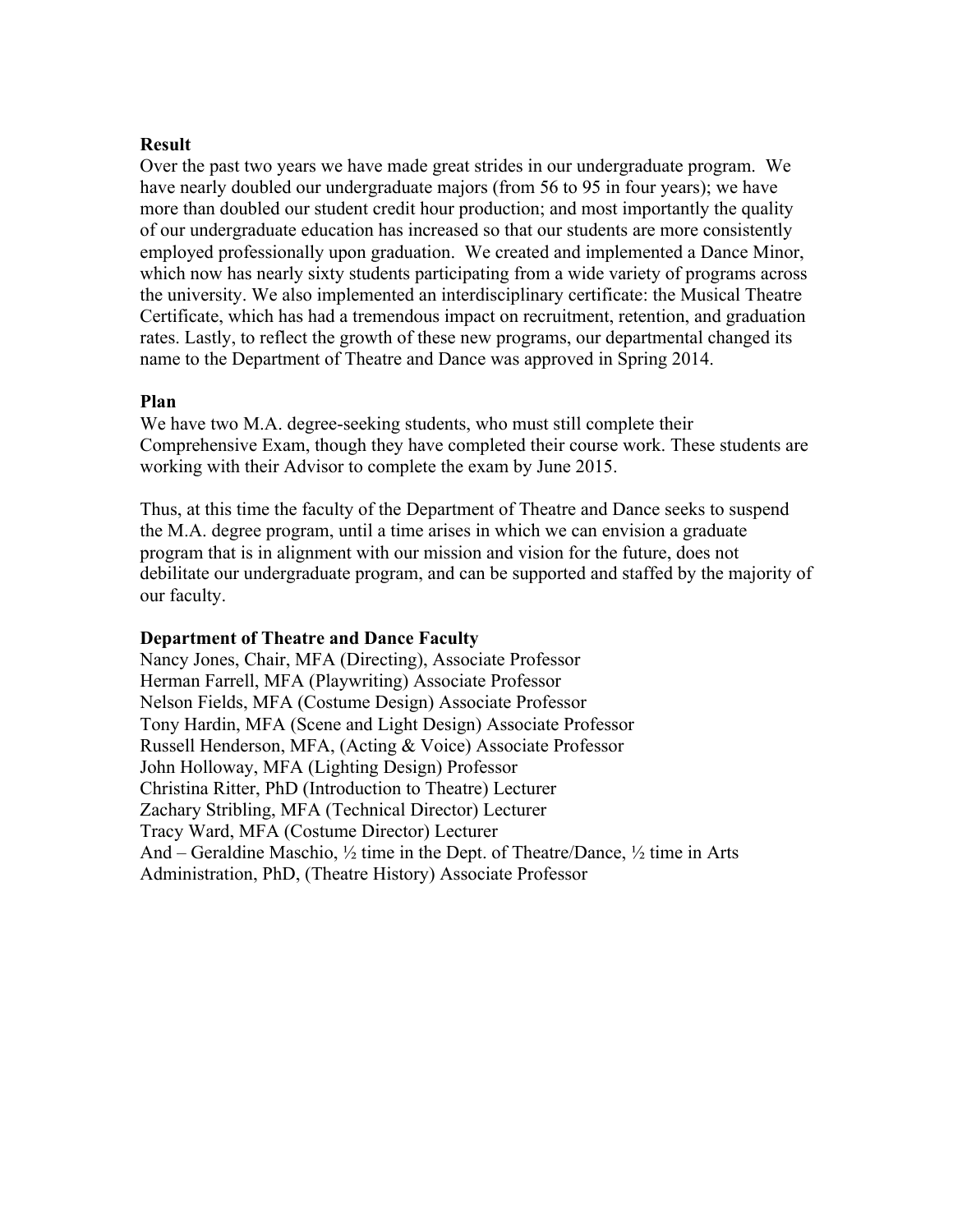**Result**

Over the past two years we have made great strides in our undergraduate program. We have nearly doubled our undergraduate majors (from 56 to 95 in four years); we have more than doubled our student credit hour production; and most importantly the quality of our undergraduate education has increased so that our students are more consistently employed professionally upon graduation. We created and implemented a Dance Minor, which now has nearly sixty students participating from a wide variety of programs across the university. We also implemented an interdisciplinary certificate: the Musical Theatre Certificate, which has had a tremendous impact on recruitment, retention, and graduation rates. Lastly, to reflect the growth of these new programs, our departmental changed its name to the Department of Theatre and Dance was approved in Spring 2014.

**Plan**

We have two M.A. degree-seeking students, who must still complete their Comprehensive Exam, though they have completed their course work. These students are working with their Advisor to complete the exam by June 2015.

Thus, at this time the faculty of the Department of Theatre and Dance seeks to suspend the M.A. degree program, until a time arises in which we can envision a graduate program that is in alignment with our mission and vision for the future, does not debilitate our undergraduate program, and can be supported and staffed by the majority of our faculty.

**Department of Theatre and Dance Faculty**

Nancy Jones, Chair, MFA (Directing), Associate Professor
Herman Farrell, MFA (Playwriting) Associate Professor
Nelson Fields, MFA (Costume Design) Associate Professor
Tony Hardin, MFA (Scene and Light Design) Associate Professor
Russell Henderson, MFA, (Acting & Voice) Associate Professor
John Holloway, MFA (Lighting Design) Professor
Christina Ritter, PhD (Introduction to Theatre) Lecturer
Zachary Stribling, MFA (Technical Director) Lecturer
Tracy Ward, MFA (Costume Director) Lecturer
And – Geraldine Maschio, ½ time in the Dept. of Theatre/Dance, ½ time in Arts Administration, PhD, (Theatre History) Associate Professor